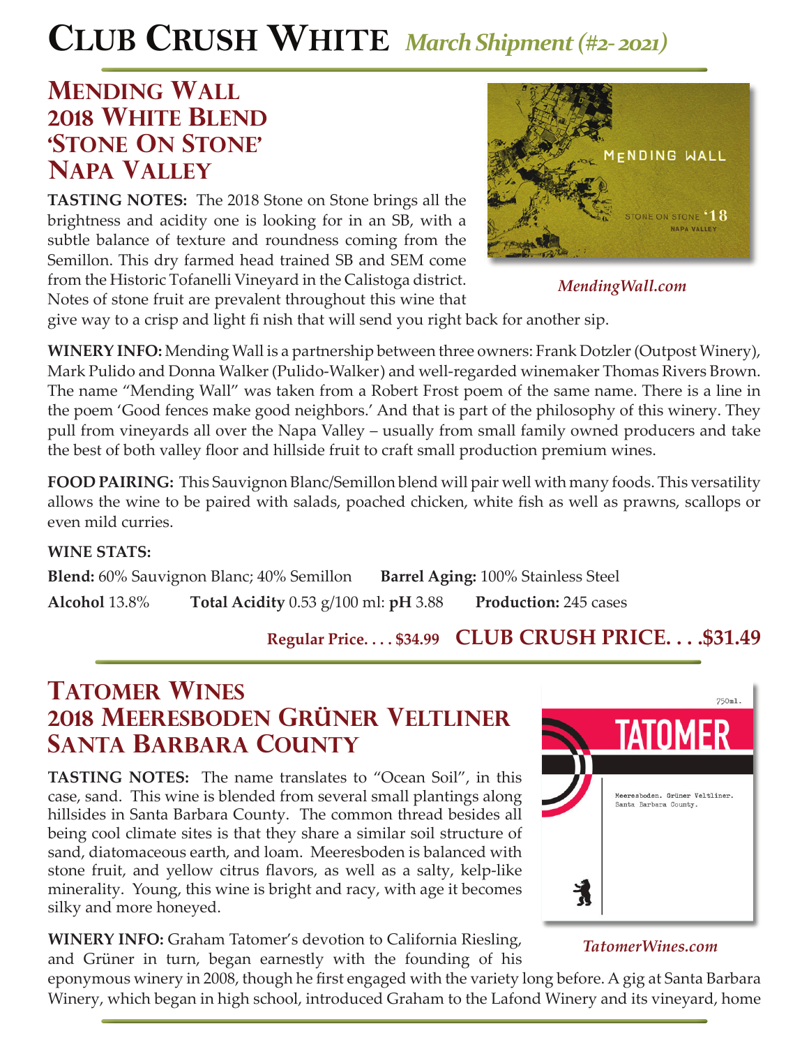# Club Crush White *March Shipment (#2- 2021)*

## Mending Wall 2018 White Blend 'Stone On Stone' Napa Valley

*MendingWall.com*

**TASTING NOTES:** The 2018 Stone on Stone brings all the brightness and acidity one is looking for in an SB, with a subtle balance of texture and roundness coming from the Semillon. This dry farmed head trained SB and SEM come from the Historic Tofanelli Vineyard in the Calistoga district. Notes of stone fruit are prevalent throughout this wine that give way to a crisp and light fi nish that will send you right back for another sip.

**WINERY INFO:** Mending Wall is a partnership between three owners: Frank Dotzler (Outpost Winery), Mark Pulido and Donna Walker (Pulido-Walker) and well-regarded winemaker Thomas Rivers Brown. The name "Mending Wall" was taken from a Robert Frost poem of the same name. There is a line in the poem 'Good fences make good neighbors.' And that is part of the philosophy of this winery. They pull from vineyards all over the Napa Valley – usually from small family owned producers and take the best of both valley floor and hillside fruit to craft small production premium wines.

**FOOD PAIRING:** This Sauvignon Blanc/Semillon blend will pair well with many foods. This versatility allows the wine to be paired with salads, poached chicken, white fish as well as prawns, scallops or even mild curries.

**WINE STATS:**

**Blend:** 60% Sauvignon Blanc; 40% Semillon **Barrel Aging:** 100% Stainless Steel

**Alcohol** 13.8% **Total Acidity** 0.53 g/100 ml: **pH** 3.88 **Production:** 245 cases

**Regular Price. . . . $34.99 CLUB CRUSH PRICE. . . .$31.49**

## Tatomer Wines 2018 Meeresboden Grüner Veltliner Santa Barbara County

*TatomerWines.com*

**TASTING NOTES:** The name translates to "Ocean Soil", in this case, sand. This wine is blended from several small plantings along hillsides in Santa Barbara County. The common thread besides all being cool climate sites is that they share a similar soil structure of sand, diatomaceous earth, and loam. Meeresboden is balanced with stone fruit, and yellow citrus flavors, as well as a salty, kelp-like minerality. Young, this wine is bright and racy, with age it becomes silky and more honeyed.

**WINERY INFO:** Graham Tatomer's devotion to California Riesling, and Grüner in turn, began earnestly with the founding of his eponymous winery in 2008, though he first engaged with the variety long before. A gig at Santa Barbara Winery, which began in high school, introduced Graham to the Lafond Winery and its vineyard, home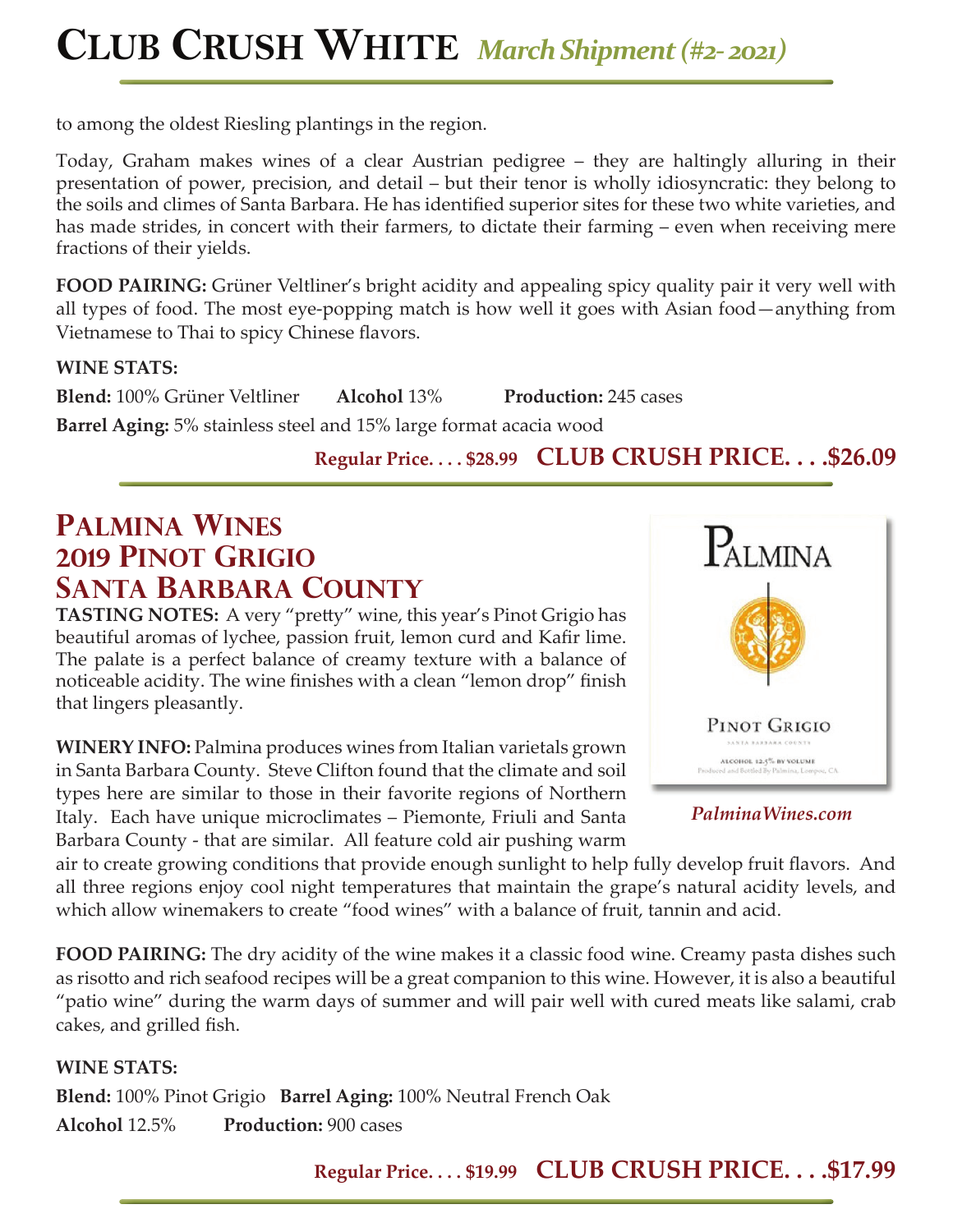# Club Crush White *March Shipment (#2- 2021)*

to among the oldest Riesling plantings in the region.

Today, Graham makes wines of a clear Austrian pedigree – they are haltingly alluring in their presentation of power, precision, and detail – but their tenor is wholly idiosyncratic: they belong to the soils and climes of Santa Barbara. He has identified superior sites for these two white varieties, and has made strides, in concert with their farmers, to dictate their farming – even when receiving mere fractions of their yields.

**FOOD PAIRING:** Grüner Veltliner's bright acidity and appealing spicy quality pair it very well with all types of food. The most eye-popping match is how well it goes with Asian food—anything from Vietnamese to Thai to spicy Chinese flavors.

**WINE STATS:**

**Blend:** 100% Grüner Veltliner **Alcohol** 13% **Production:** 245 cases

**Barrel Aging:** 5% stainless steel and 15% large format acacia wood

**Regular Price. . . . $28.99 CLUB CRUSH PRICE. . . .$26.09**

## Palmina Wines 2019 Pinot Grigio Santa Barbara County

**TASTING NOTES:** A very "pretty" wine, this year's Pinot Grigio has beautiful aromas of lychee, passion fruit, lemon curd and Kafir lime. The palate is a perfect balance of creamy texture with a balance of noticeable acidity. The wine finishes with a clean "lemon drop" finish that lingers pleasantly.

PALMINA

PINOT GRIGIO

SANTA BARBARA COUNTY

ALCOHOL 12.5% BY VOLUME

Produced and Bottled By Palmina, Lompoc, CA

*PalminaWines.com*

**WINERY INFO:** Palmina produces wines from Italian varietals grown in Santa Barbara County. Steve Clifton found that the climate and soil types here are similar to those in their favorite regions of Northern Italy. Each have unique microclimates – Piemonte, Friuli and Santa Barbara County - that are similar. All feature cold air pushing warm air to create growing conditions that provide enough sunlight to help fully develop fruit flavors. And all three regions enjoy cool night temperatures that maintain the grape's natural acidity levels, and which allow winemakers to create "food wines" with a balance of fruit, tannin and acid.

**FOOD PAIRING:** The dry acidity of the wine makes it a classic food wine. Creamy pasta dishes such as risotto and rich seafood recipes will be a great companion to this wine. However, it is also a beautiful "patio wine" during the warm days of summer and will pair well with cured meats like salami, crab cakes, and grilled fish.

**WINE STATS:**

**Blend:** 100% Pinot Grigio **Barrel Aging:** 100% Neutral French Oak

**Alcohol** 12.5% **Production:** 900 cases

**Regular Price. . . . $19.99 CLUB CRUSH PRICE. . . .$17.99**